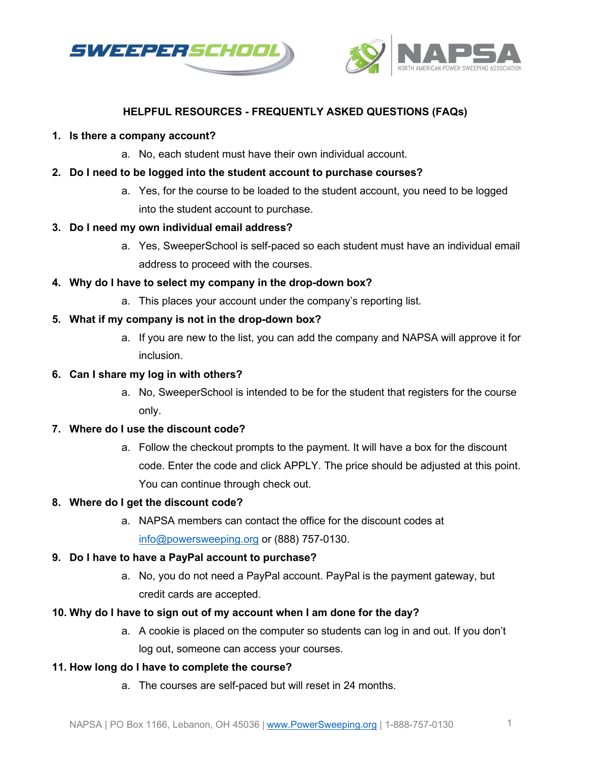# HELPFUL RESOURCES - FREQUENTLY ASKED QUESTIONS (FAQs)

1. **Is there a company account?**
   a. No, each student must have their own individual account.
2. **Do I need to be logged into the student account to purchase courses?**
   a. Yes, for the course to be loaded to the student account, you need to be logged into the student account to purchase.
3. **Do I need my own individual email address?**
   a. Yes, SweeperSchool is self-paced so each student must have an individual email address to proceed with the courses.
4. **Why do I have to select my company in the drop-down box?**
   a. This places your account under the company's reporting list.
5. **What if my company is not in the drop-down box?**
   a. If you are new to the list, you can add the company and NAPSA will approve it for inclusion.
6. **Can I share my log in with others?**
   a. No, SweeperSchool is intended to be for the student that registers for the course only.
7. **Where do I use the discount code?**
   a. Follow the checkout prompts to the payment. It will have a box for the discount code. Enter the code and click APPLY. The price should be adjusted at this point. You can continue through check out.
8. **Where do I get the discount code?**
   a. NAPSA members can contact the office for the discount codes at info@powersweeping.org or (888) 757-0130.
9. **Do I have to have a PayPal account to purchase?**
   a. No, you do not need a PayPal account. PayPal is the payment gateway, but credit cards are accepted.
10. **Why do I have to sign out of my account when I am done for the day?**
    a. A cookie is placed on the computer so students can log in and out. If you don't log out, someone can access your courses.
11. **How long do I have to complete the course?**
    a. The courses are self-paced but will reset in 24 months.

NAPSA | PO Box 1166, Lebanon, OH 45036 | www.PowerSweeping.org | 1-888-757-0130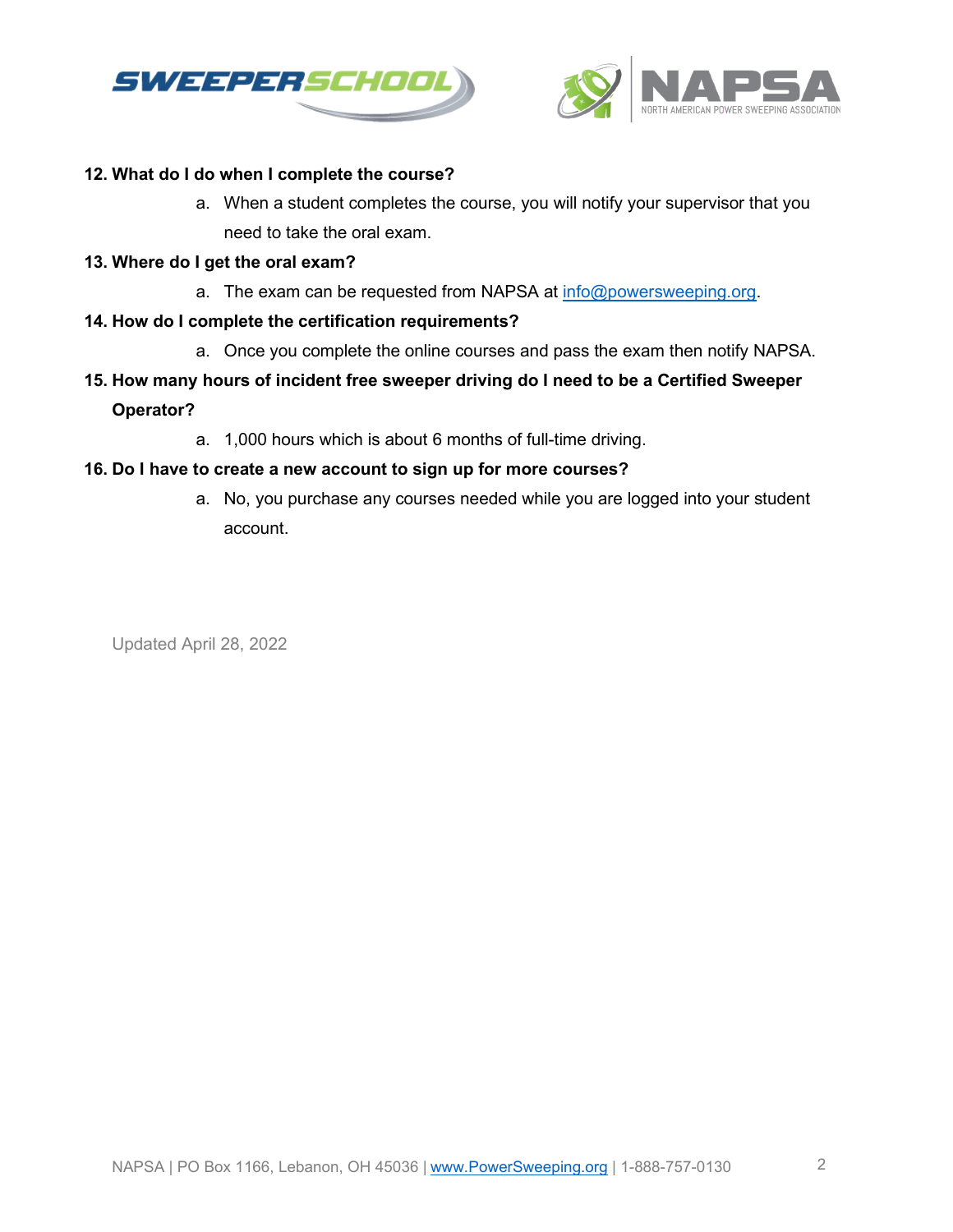**12. What do I do when I complete the course?**

a. When a student completes the course, you will notify your supervisor that you need to take the oral exam.

**13. Where do I get the oral exam?**

a. The exam can be requested from NAPSA at info@powersweeping.org.

**14. How do I complete the certification requirements?**

a. Once you complete the online courses and pass the exam then notify NAPSA.

**15. How many hours of incident free sweeper driving do I need to be a Certified Sweeper Operator?**

a. 1,000 hours which is about 6 months of full-time driving.

**16. Do I have to create a new account to sign up for more courses?**

a. No, you purchase any courses needed while you are logged into your student account.

Updated April 28, 2022